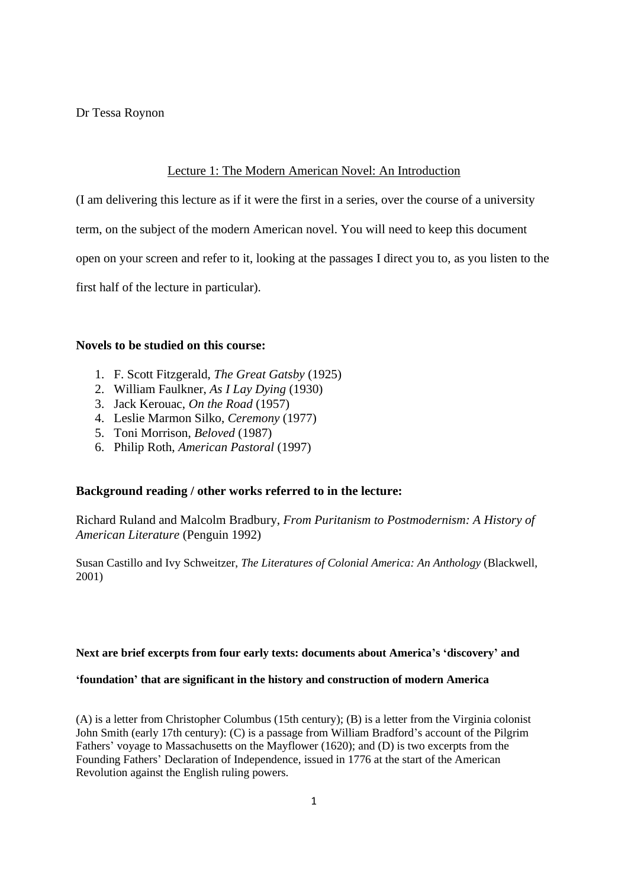Dr Tessa Roynon

## Lecture 1: The Modern American Novel: An Introduction

(I am delivering this lecture as if it were the first in a series, over the course of a university term, on the subject of the modern American novel. You will need to keep this document open on your screen and refer to it, looking at the passages I direct you to, as you listen to the first half of the lecture in particular).

### Novels to be studied on this course:

1. F. Scott Fitzgerald, *The Great Gatsby* (1925)
2. William Faulkner, *As I Lay Dying* (1930)
3. Jack Kerouac, *On the Road* (1957)
4. Leslie Marmon Silko, *Ceremony* (1977)
5. Toni Morrison, *Beloved* (1987)
6. Philip Roth, *American Pastoral* (1997)

### Background reading / other works referred to in the lecture:

Richard Ruland and Malcolm Bradbury, *From Puritanism to Postmodernism: A History of American Literature* (Penguin 1992)

Susan Castillo and Ivy Schweitzer, *The Literatures of Colonial America: An Anthology* (Blackwell, 2001)

**Next are brief excerpts from four early texts: documents about America's 'discovery' and 'foundation' that are significant in the history and construction of modern America**

(A) is a letter from Christopher Columbus (15th century); (B) is a letter from the Virginia colonist John Smith (early 17th century): (C) is a passage from William Bradford's account of the Pilgrim Fathers' voyage to Massachusetts on the Mayflower (1620); and (D) is two excerpts from the Founding Fathers' Declaration of Independence, issued in 1776 at the start of the American Revolution against the English ruling powers.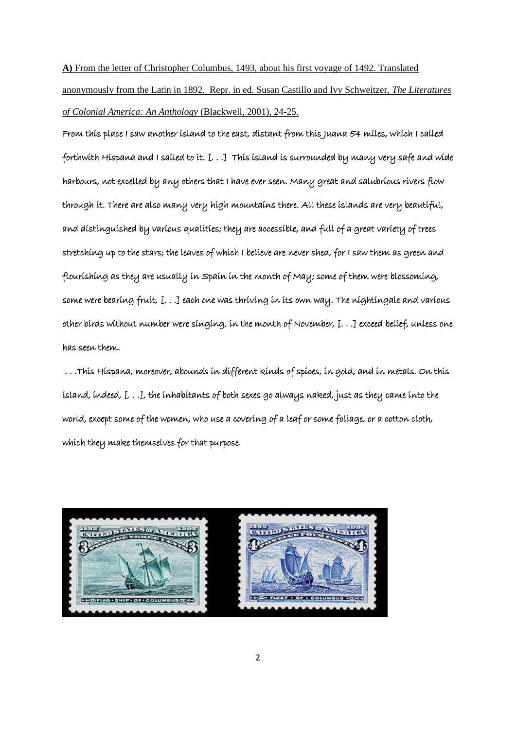**A)** From the letter of Christopher Columbus, 1493, about his first voyage of 1492. Translated anonymously from the Latin in 1892. Repr. in ed. Susan Castillo and Ivy Schweitzer, *The Literatures of Colonial America: An Anthology* (Blackwell, 2001), 24-25.

From this place I saw another island to the east, distant from this Juana 54 miles, which I called forthwith Hispana and I sailed to it. [. . .] This island is surrounded by many very safe and wide harbours, not excelled by any others that I have ever seen. Many great and salubrious rivers flow through it. There are also many very high mountains there. All these islands are very beautiful, and distinguished by various qualities; they are accessible, and full of a great variety of trees stretching up to the stars; the leaves of which I believe are never shed, for I saw them as green and flourishing as they are usually in Spain in the month of May; some of them were blossoming, some were bearing fruit, [. . .] each one was thriving in its own way. The nightingale and various other birds without number were singing, in the month of November, [. . .] exceed belief, unless one has seen them.

. . .This Hispana, moreover, abounds in different kinds of spices, in gold, and in metals. On this island, indeed, [. . .], the inhabitants of both sexes go always naked, just as they came into the world, except some of the women, who use a covering of a leaf or some foliage, or a cotton cloth, which they make themselves for that purpose.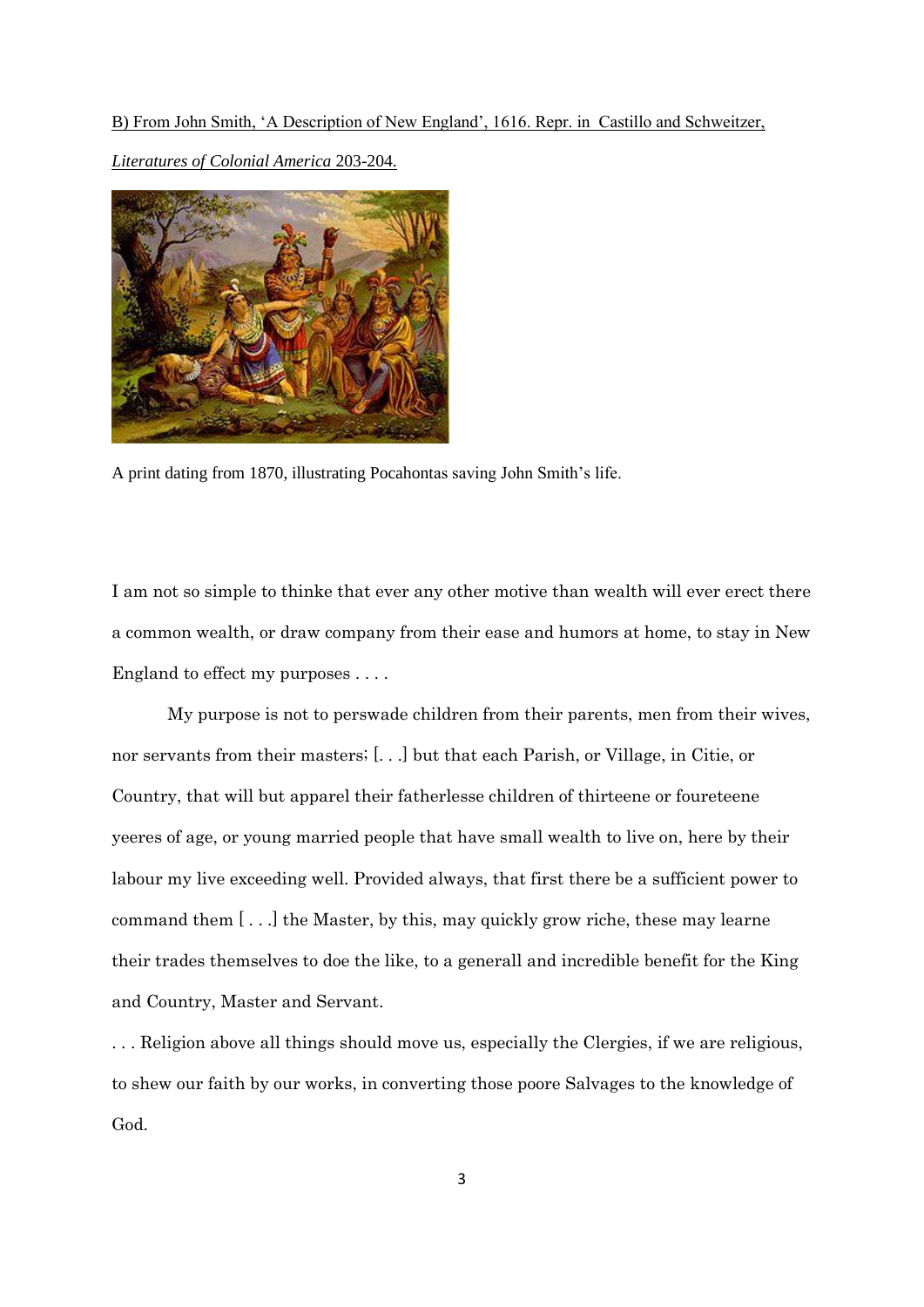B) From John Smith, 'A Description of New England', 1616. Repr. in Castillo and Schweitzer, *Literatures of Colonial America* 203-204.

A print dating from 1870, illustrating Pocahontas saving John Smith's life.

I am not so simple to thinke that ever any other motive than wealth will ever erect there a common wealth, or draw company from their ease and humors at home, to stay in New England to effect my purposes . . . .

My purpose is not to perswade children from their parents, men from their wives, nor servants from their masters; [. . .] but that each Parish, or Village, in Citie, or Country, that will but apparel their fatherlesse children of thirteene or foureteene yeeres of age, or young married people that have small wealth to live on, here by their labour my live exceeding well. Provided always, that first there be a sufficient power to command them [ . . .] the Master, by this, may quickly grow riche, these may learne their trades themselves to doe the like, to a generall and incredible benefit for the King and Country, Master and Servant.

. . . Religion above all things should move us, especially the Clergies, if we are religious, to shew our faith by our works, in converting those poore Salvages to the knowledge of God.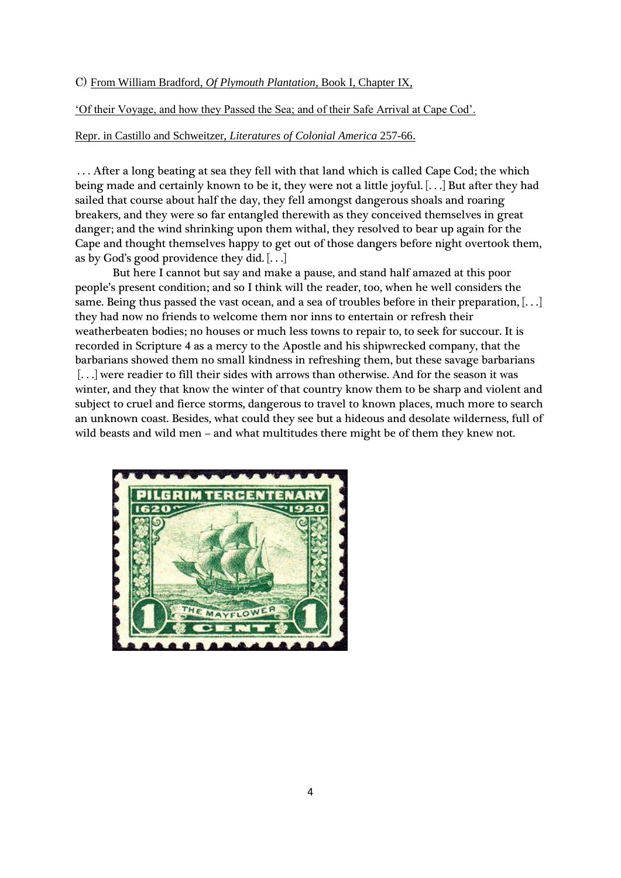C) From William Bradford, *Of Plymouth Plantation*, Book I, Chapter IX,

'Of their Voyage, and how they Passed the Sea; and of their Safe Arrival at Cape Cod'.

Repr. in Castillo and Schweitzer, *Literatures of Colonial America* 257-66.

. . . After a long beating at sea they fell with that land which is called Cape Cod; the which being made and certainly known to be it, they were not a little joyful. [. . .] But after they had sailed that course about half the day, they fell amongst dangerous shoals and roaring breakers, and they were so far entangled therewith as they conceived themselves in great danger; and the wind shrinking upon them withal, they resolved to bear up again for the Cape and thought themselves happy to get out of those dangers before night overtook them, as by God's good providence they did. [. . .]

But here I cannot but say and make a pause, and stand half amazed at this poor people's present condition; and so I think will the reader, too, when he well considers the same. Being thus passed the vast ocean, and a sea of troubles before in their preparation, [. . .] they had now no friends to welcome them nor inns to entertain or refresh their weatherbeaten bodies; no houses or much less towns to repair to, to seek for succour. It is recorded in Scripture 4 as a mercy to the Apostle and his shipwrecked company, that the barbarians showed them no small kindness in refreshing them, but these savage barbarians [. . .] were readier to fill their sides with arrows than otherwise. And for the season it was winter, and they that know the winter of that country know them to be sharp and violent and subject to cruel and fierce storms, dangerous to travel to known places, much more to search an unknown coast. Besides, what could they see but a hideous and desolate wilderness, full of wild beasts and wild men – and what multitudes there might be of them they knew not.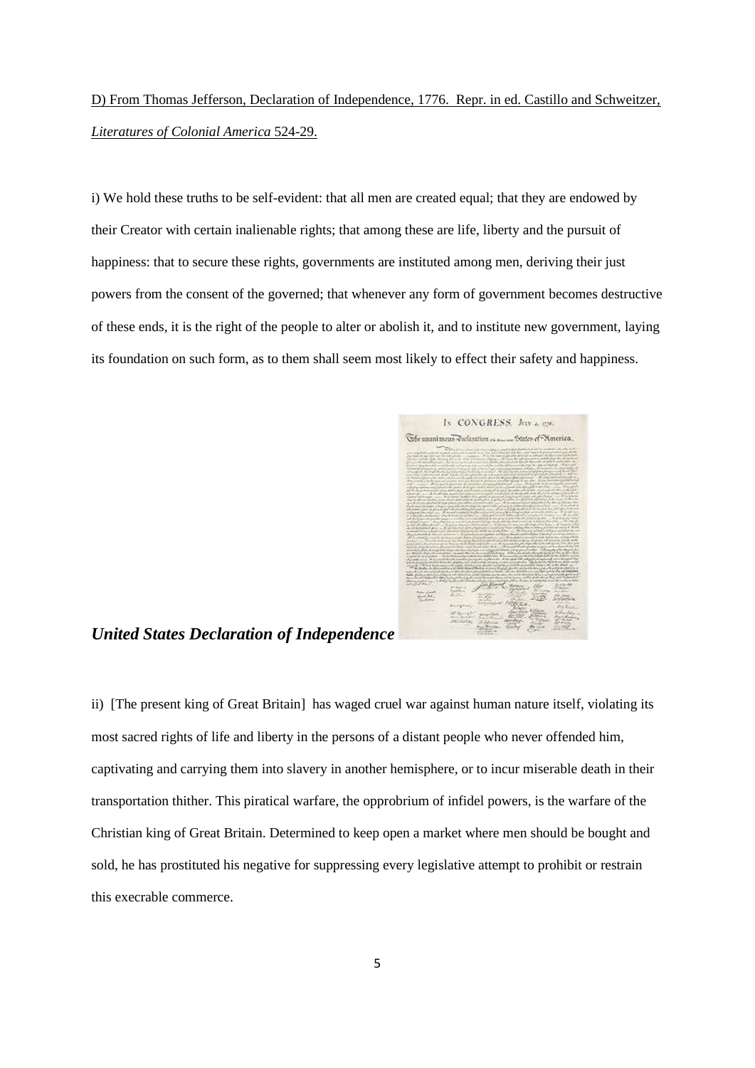D) From Thomas Jefferson, Declaration of Independence, 1776. Repr. in ed. Castillo and Schweitzer, *Literatures of Colonial America* 524-29.

i) We hold these truths to be self-evident: that all men are created equal; that they are endowed by their Creator with certain inalienable rights; that among these are life, liberty and the pursuit of happiness: that to secure these rights, governments are instituted among men, deriving their just powers from the consent of the governed; that whenever any form of government becomes destructive of these ends, it is the right of the people to alter or abolish it, and to institute new government, laying its foundation on such form, as to them shall seem most likely to effect their safety and happiness.

***United States Declaration of Independence***

ii) [The present king of Great Britain] has waged cruel war against human nature itself, violating its most sacred rights of life and liberty in the persons of a distant people who never offended him, captivating and carrying them into slavery in another hemisphere, or to incur miserable death in their transportation thither. This piratical warfare, the opprobrium of infidel powers, is the warfare of the Christian king of Great Britain. Determined to keep open a market where men should be bought and sold, he has prostituted his negative for suppressing every legislative attempt to prohibit or restrain this execrable commerce.